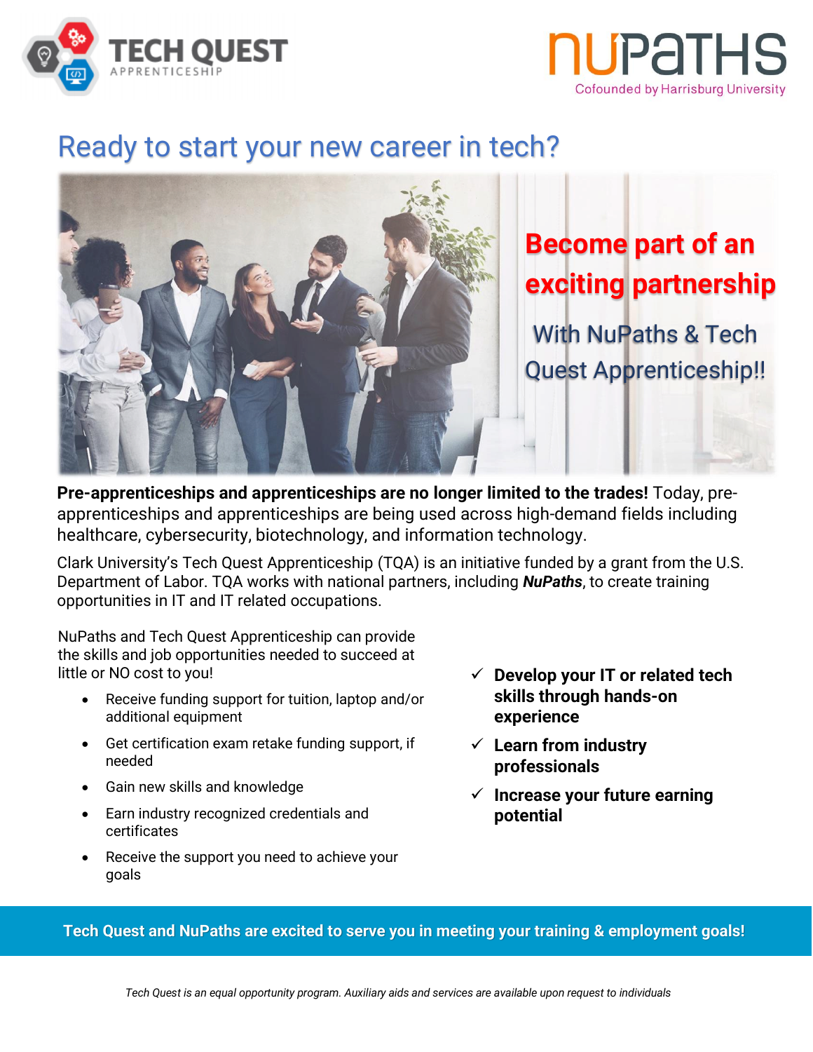TECH QUEST APPRENTICESHIP

NUPATHS
Cofounded by Harrisburg University

# Ready to start your new career in tech?

## Become part of an exciting partnership

With NuPaths & Tech Quest Apprenticeship!!

**Pre-apprenticeships and apprenticeships are no longer limited to the trades!** Today, pre-apprenticeships and apprenticeships are being used across high-demand fields including healthcare, cybersecurity, biotechnology, and information technology.

Clark University's Tech Quest Apprenticeship (TQA) is an initiative funded by a grant from the U.S. Department of Labor. TQA works with national partners, including ***NuPaths***, to create training opportunities in IT and IT related occupations.

NuPaths and Tech Quest Apprenticeship can provide the skills and job opportunities needed to succeed at little or NO cost to you!

- Receive funding support for tuition, laptop and/or additional equipment
- Get certification exam retake funding support, if needed
- Gain new skills and knowledge
- Earn industry recognized credentials and certificates
- Receive the support you need to achieve your goals

✓ **Develop your IT or related tech skills through hands-on experience**

✓ **Learn from industry professionals**

✓ **Increase your future earning potential**

**Tech Quest and NuPaths are excited to serve you in meeting your training & employment goals!**

*Tech Quest is an equal opportunity program. Auxiliary aids and services are available upon request to individuals*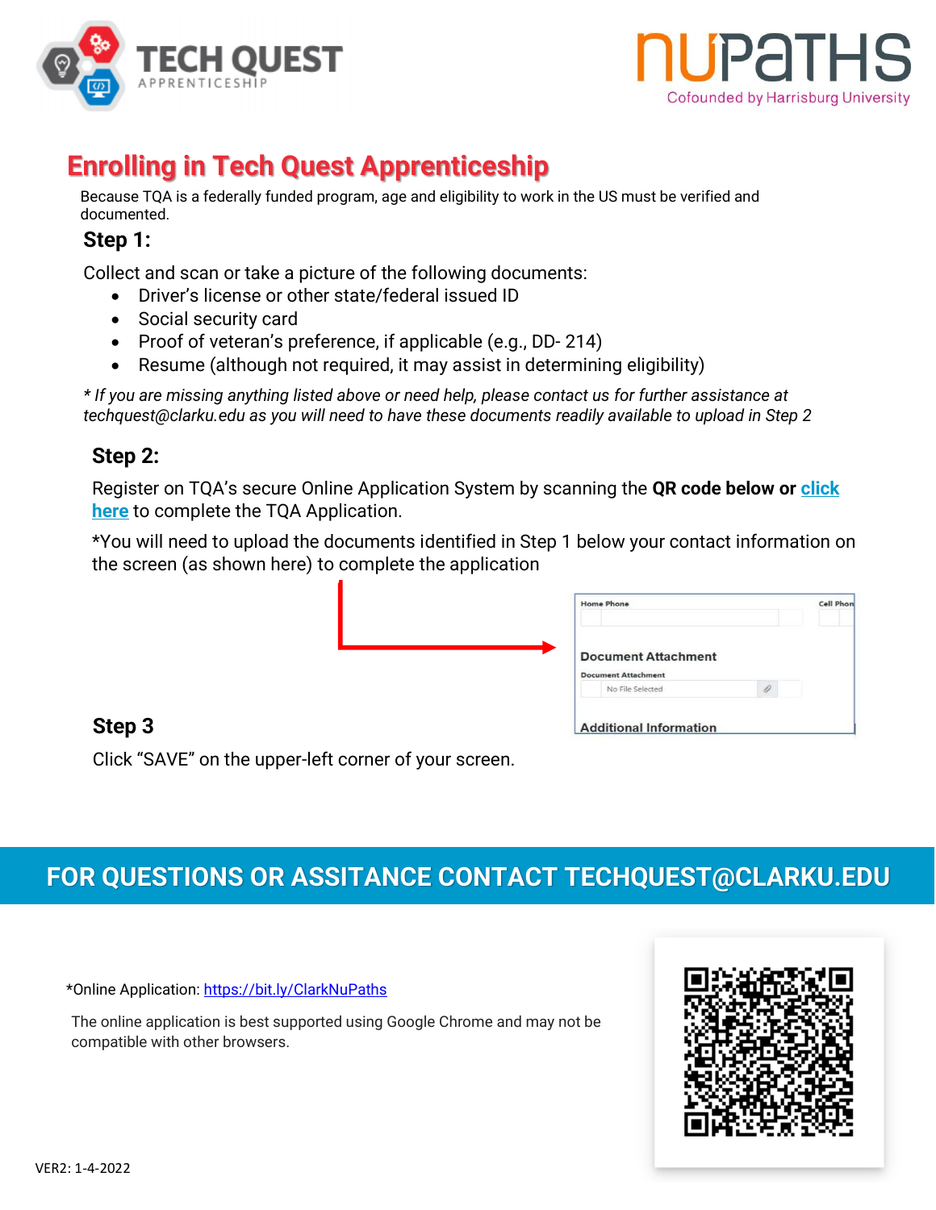# Enrolling in Tech Quest Apprenticeship

Because TQA is a federally funded program, age and eligibility to work in the US must be verified and documented.

## Step 1:

Collect and scan or take a picture of the following documents:

- Driver's license or other state/federal issued ID
- Social security card
- Proof of veteran's preference, if applicable (e.g., DD- 214)
- Resume (although not required, it may assist in determining eligibility)

*\* If you are missing anything listed above or need help, please contact us for further assistance at techquest@clarku.edu as you will need to have these documents readily available to upload in Step 2*

## Step 2:

Register on TQA's secure Online Application System by scanning the **QR code below or** click here to complete the TQA Application.

*You will need to upload the documents identified in Step 1 below your contact information on the screen (as shown here) to complete the application

Home Phone
Cell Phon
Document Attachment
Document Attachment
No File Selected
Additional Information

## Step 3

Click "SAVE" on the upper-left corner of your screen.

**FOR QUESTIONS OR ASSITANCE CONTACT TECHQUEST@CLARKU.EDU**

*Online Application: https://bit.ly/ClarkNuPaths

The online application is best supported using Google Chrome and may not be compatible with other browsers.

VER2: 1-4-2022